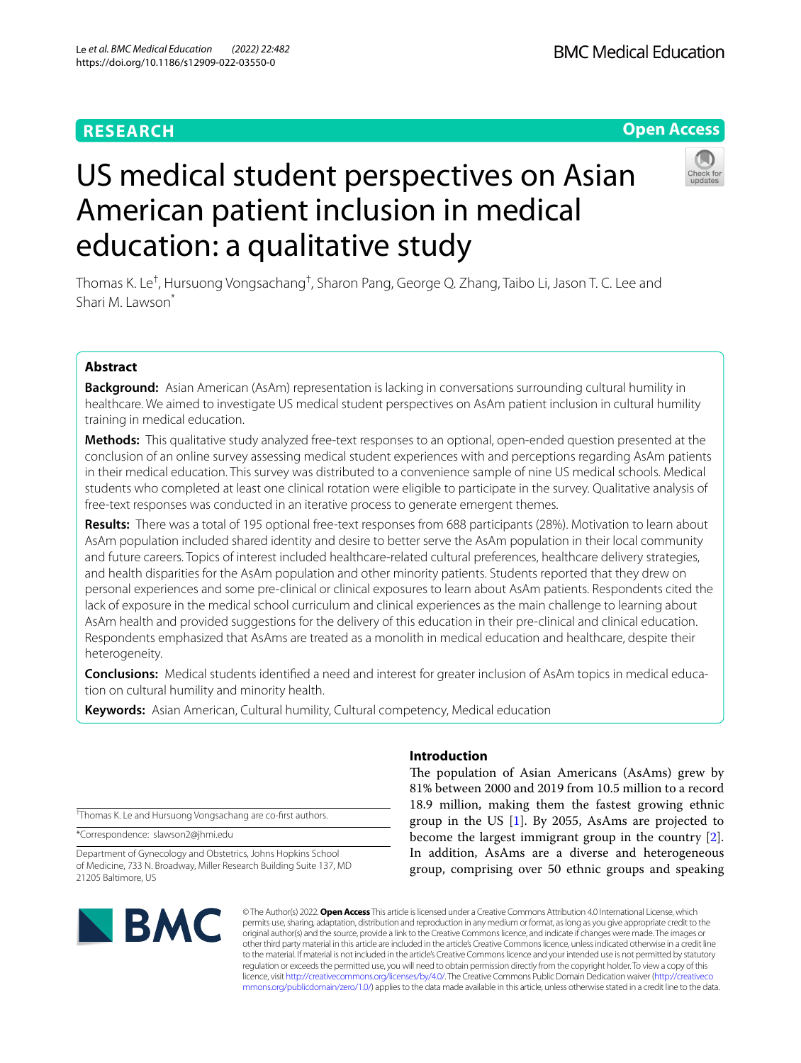RESEARCH

Open Access

# US medical student perspectives on Asian American patient inclusion in medical education: a qualitative study

Thomas K. Le[†], Hursuong Vongsachang[†], Sharon Pang, George Q. Zhang, Taibo Li, Jason T. C. Lee and Shari M. Lawson[*]

## Abstract

**Background:** Asian American (AsAm) representation is lacking in conversations surrounding cultural humility in healthcare. We aimed to investigate US medical student perspectives on AsAm patient inclusion in cultural humility training in medical education.

**Methods:** This qualitative study analyzed free-text responses to an optional, open-ended question presented at the conclusion of an online survey assessing medical student experiences with and perceptions regarding AsAm patients in their medical education. This survey was distributed to a convenience sample of nine US medical schools. Medical students who completed at least one clinical rotation were eligible to participate in the survey. Qualitative analysis of free-text responses was conducted in an iterative process to generate emergent themes.

**Results:** There was a total of 195 optional free-text responses from 688 participants (28%). Motivation to learn about AsAm population included shared identity and desire to better serve the AsAm population in their local community and future careers. Topics of interest included healthcare-related cultural preferences, healthcare delivery strategies, and health disparities for the AsAm population and other minority patients. Students reported that they drew on personal experiences and some pre-clinical or clinical exposures to learn about AsAm patients. Respondents cited the lack of exposure in the medical school curriculum and clinical experiences as the main challenge to learning about AsAm health and provided suggestions for the delivery of this education in their pre-clinical and clinical education. Respondents emphasized that AsAms are treated as a monolith in medical education and healthcare, despite their heterogeneity.

**Conclusions:** Medical students identified a need and interest for greater inclusion of AsAm topics in medical education on cultural humility and minority health.

**Keywords:** Asian American, Cultural humility, Cultural competency, Medical education

[†]Thomas K. Le and Hursuong Vongsachang are co-first authors.

[*]Correspondence: slawson2@jhmi.edu

Department of Gynecology and Obstetrics, Johns Hopkins School of Medicine, 733 N. Broadway, Miller Research Building Suite 137, MD 21205 Baltimore, US

## Introduction

The population of Asian Americans (AsAms) grew by 81% between 2000 and 2019 from 10.5 million to a record 18.9 million, making them the fastest growing ethnic group in the US [1]. By 2055, AsAms are projected to become the largest immigrant group in the country [2]. In addition, AsAms are a diverse and heterogeneous group, comprising over 50 ethnic groups and speaking

© The Author(s) 2022. **Open Access** This article is licensed under a Creative Commons Attribution 4.0 International License, which permits use, sharing, adaptation, distribution and reproduction in any medium or format, as long as you give appropriate credit to the original author(s) and the source, provide a link to the Creative Commons licence, and indicate if changes were made. The images or other third party material in this article are included in the article's Creative Commons licence, unless indicated otherwise in a credit line to the material. If material is not included in the article's Creative Commons licence and your intended use is not permitted by statutory regulation or exceeds the permitted use, you will need to obtain permission directly from the copyright holder. To view a copy of this licence, visit http://creativecommons.org/licenses/by/4.0/. The Creative Commons Public Domain Dedication waiver (http://creativecommons.org/publicdomain/zero/1.0/) applies to the data made available in this article, unless otherwise stated in a credit line to the data.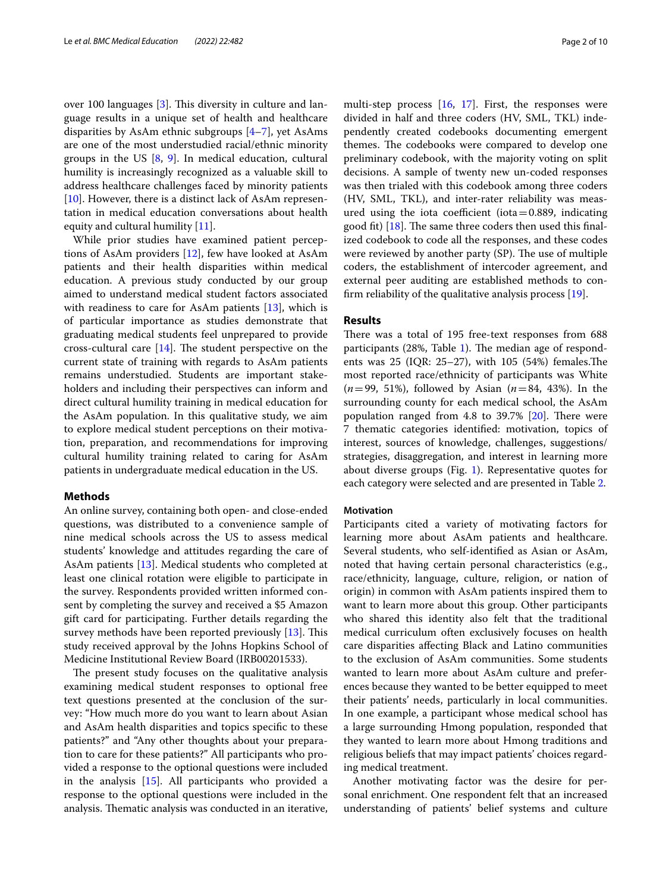over 100 languages [3]. This diversity in culture and language results in a unique set of health and healthcare disparities by AsAm ethnic subgroups [4–7], yet AsAms are one of the most understudied racial/ethnic minority groups in the US [8, 9]. In medical education, cultural humility is increasingly recognized as a valuable skill to address healthcare challenges faced by minority patients [10]. However, there is a distinct lack of AsAm representation in medical education conversations about health equity and cultural humility [11].

While prior studies have examined patient perceptions of AsAm providers [12], few have looked at AsAm patients and their health disparities within medical education. A previous study conducted by our group aimed to understand medical student factors associated with readiness to care for AsAm patients [13], which is of particular importance as studies demonstrate that graduating medical students feel unprepared to provide cross-cultural care [14]. The student perspective on the current state of training with regards to AsAm patients remains understudied. Students are important stakeholders and including their perspectives can inform and direct cultural humility training in medical education for the AsAm population. In this qualitative study, we aim to explore medical student perceptions on their motivation, preparation, and recommendations for improving cultural humility training related to caring for AsAm patients in undergraduate medical education in the US.

## Methods

An online survey, containing both open- and close-ended questions, was distributed to a convenience sample of nine medical schools across the US to assess medical students' knowledge and attitudes regarding the care of AsAm patients [13]. Medical students who completed at least one clinical rotation were eligible to participate in the survey. Respondents provided written informed consent by completing the survey and received a $5 Amazon gift card for participating. Further details regarding the survey methods have been reported previously [13]. This study received approval by the Johns Hopkins School of Medicine Institutional Review Board (IRB00201533).

The present study focuses on the qualitative analysis examining medical student responses to optional free text questions presented at the conclusion of the survey: "How much more do you want to learn about Asian and AsAm health disparities and topics specific to these patients?" and "Any other thoughts about your preparation to care for these patients?" All participants who provided a response to the optional questions were included in the analysis [15]. All participants who provided a response to the optional questions were included in the analysis. Thematic analysis was conducted in an iterative, multi-step process [16, 17]. First, the responses were divided in half and three coders (HV, SML, TKL) independently created codebooks documenting emergent themes. The codebooks were compared to develop one preliminary codebook, with the majority voting on split decisions. A sample of twenty new un-coded responses was then trialed with this codebook among three coders (HV, SML, TKL), and inter-rater reliability was measured using the iota coefficient (iota = 0.889, indicating good fit) [18]. The same three coders then used this finalized codebook to code all the responses, and these codes were reviewed by another party (SP). The use of multiple coders, the establishment of intercoder agreement, and external peer auditing are established methods to confirm reliability of the qualitative analysis process [19].

## Results

There was a total of 195 free-text responses from 688 participants (28%, Table 1). The median age of respondents was 25 (IQR: 25–27), with 105 (54%) females.The most reported race/ethnicity of participants was White ($n$ = 99, 51%), followed by Asian ($n$ = 84, 43%). In the surrounding county for each medical school, the AsAm population ranged from 4.8 to 39.7% [20]. There were 7 thematic categories identified: motivation, topics of interest, sources of knowledge, challenges, suggestions/strategies, disaggregation, and interest in learning more about diverse groups (Fig. 1). Representative quotes for each category were selected and are presented in Table 2.

### Motivation

Participants cited a variety of motivating factors for learning more about AsAm patients and healthcare. Several students, who self-identified as Asian or AsAm, noted that having certain personal characteristics (e.g., race/ethnicity, language, culture, religion, or nation of origin) in common with AsAm patients inspired them to want to learn more about this group. Other participants who shared this identity also felt that the traditional medical curriculum often exclusively focuses on health care disparities affecting Black and Latino communities to the exclusion of AsAm communities. Some students wanted to learn more about AsAm culture and preferences because they wanted to be better equipped to meet their patients' needs, particularly in local communities. In one example, a participant whose medical school has a large surrounding Hmong population, responded that they wanted to learn more about Hmong traditions and religious beliefs that may impact patients' choices regarding medical treatment.

Another motivating factor was the desire for personal enrichment. One respondent felt that an increased understanding of patients' belief systems and culture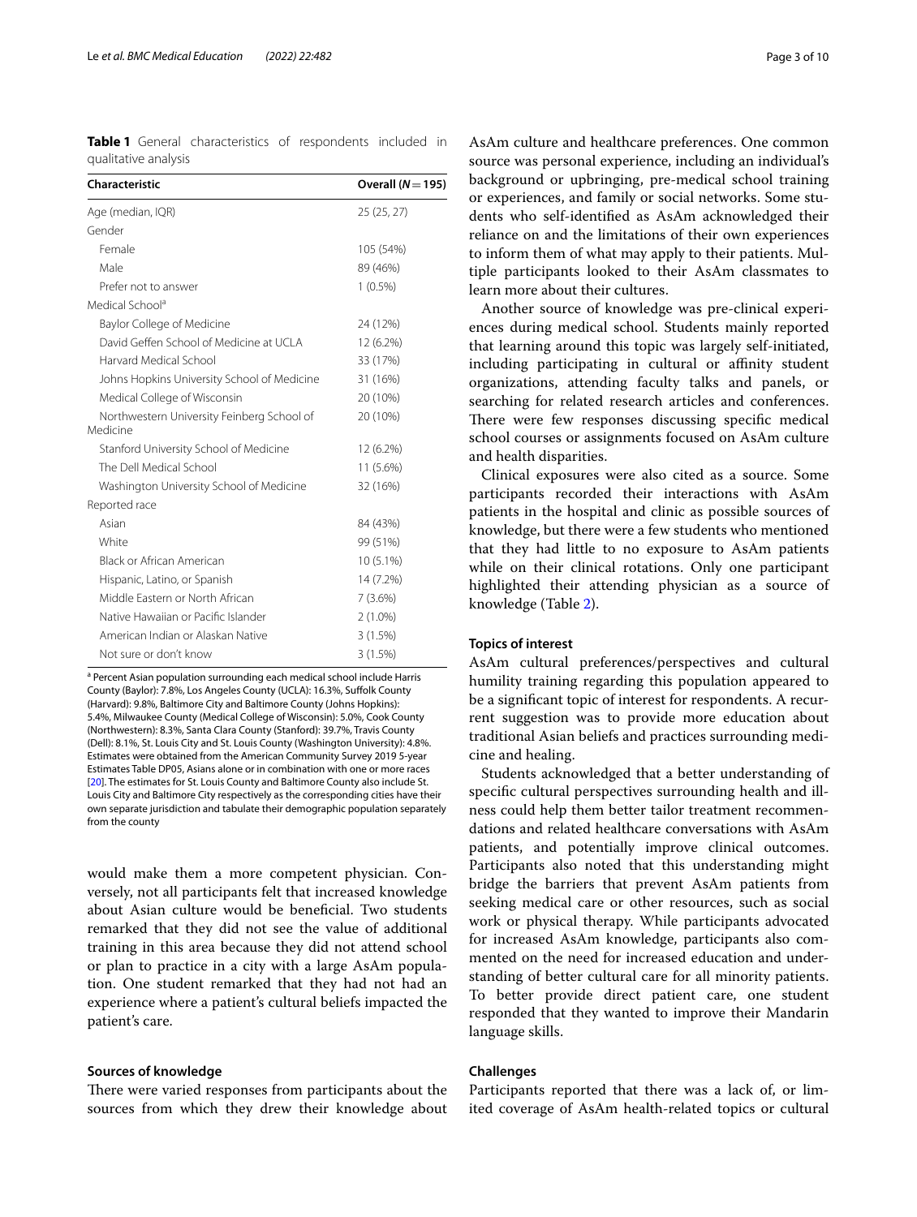**Table 1** General characteristics of respondents included in qualitative analysis

| Characteristic | Overall (N = 195) |
|---|---|
| Age (median, IQR) | 25 (25, 27) |
| Gender | |
| Female | 105 (54%) |
| Male | 89 (46%) |
| Prefer not to answer | 1 (0.5%) |
| Medical School[a] | |
| Baylor College of Medicine | 24 (12%) |
| David Geffen School of Medicine at UCLA | 12 (6.2%) |
| Harvard Medical School | 33 (17%) |
| Johns Hopkins University School of Medicine | 31 (16%) |
| Medical College of Wisconsin | 20 (10%) |
| Northwestern University Feinberg School of Medicine | 20 (10%) |
| Stanford University School of Medicine | 12 (6.2%) |
| The Dell Medical School | 11 (5.6%) |
| Washington University School of Medicine | 32 (16%) |
| Reported race | |
| Asian | 84 (43%) |
| White | 99 (51%) |
| Black or African American | 10 (5.1%) |
| Hispanic, Latino, or Spanish | 14 (7.2%) |
| Middle Eastern or North African | 7 (3.6%) |
| Native Hawaiian or Pacific Islander | 2 (1.0%) |
| American Indian or Alaskan Native | 3 (1.5%) |
| Not sure or don't know | 3 (1.5%) |

[a] Percent Asian population surrounding each medical school include Harris County (Baylor): 7.8%, Los Angeles County (UCLA): 16.3%, Suffolk County (Harvard): 9.8%, Baltimore City and Baltimore County (Johns Hopkins): 5.4%, Milwaukee County (Medical College of Wisconsin): 5.0%, Cook County (Northwestern): 8.3%, Santa Clara County (Stanford): 39.7%, Travis County (Dell): 8.1%, St. Louis City and St. Louis County (Washington University): 4.8%. Estimates were obtained from the American Community Survey 2019 5-year Estimates Table DP05, Asians alone or in combination with one or more races [20]. The estimates for St. Louis County and Baltimore County also include St. Louis City and Baltimore City respectively as the corresponding cities have their own separate jurisdiction and tabulate their demographic population separately from the county

would make them a more competent physician. Conversely, not all participants felt that increased knowledge about Asian culture would be beneficial. Two students remarked that they did not see the value of additional training in this area because they did not attend school or plan to practice in a city with a large AsAm population. One student remarked that they had not had an experience where a patient's cultural beliefs impacted the patient's care.

### Sources of knowledge

There were varied responses from participants about the sources from which they drew their knowledge about AsAm culture and healthcare preferences. One common source was personal experience, including an individual's background or upbringing, pre-medical school training or experiences, and family or social networks. Some students who self-identified as AsAm acknowledged their reliance on and the limitations of their own experiences to inform them of what may apply to their patients. Multiple participants looked to their AsAm classmates to learn more about their cultures.

Another source of knowledge was pre-clinical experiences during medical school. Students mainly reported that learning around this topic was largely self-initiated, including participating in cultural or affinity student organizations, attending faculty talks and panels, or searching for related research articles and conferences. There were few responses discussing specific medical school courses or assignments focused on AsAm culture and health disparities.

Clinical exposures were also cited as a source. Some participants recorded their interactions with AsAm patients in the hospital and clinic as possible sources of knowledge, but there were a few students who mentioned that they had little to no exposure to AsAm patients while on their clinical rotations. Only one participant highlighted their attending physician as a source of knowledge (Table 2).

### Topics of interest

AsAm cultural preferences/perspectives and cultural humility training regarding this population appeared to be a significant topic of interest for respondents. A recurrent suggestion was to provide more education about traditional Asian beliefs and practices surrounding medicine and healing.

Students acknowledged that a better understanding of specific cultural perspectives surrounding health and illness could help them better tailor treatment recommendations and related healthcare conversations with AsAm patients, and potentially improve clinical outcomes. Participants also noted that this understanding might bridge the barriers that prevent AsAm patients from seeking medical care or other resources, such as social work or physical therapy. While participants advocated for increased AsAm knowledge, participants also commented on the need for increased education and understanding of better cultural care for all minority patients. To better provide direct patient care, one student responded that they wanted to improve their Mandarin language skills.

### Challenges

Participants reported that there was a lack of, or limited coverage of AsAm health-related topics or cultural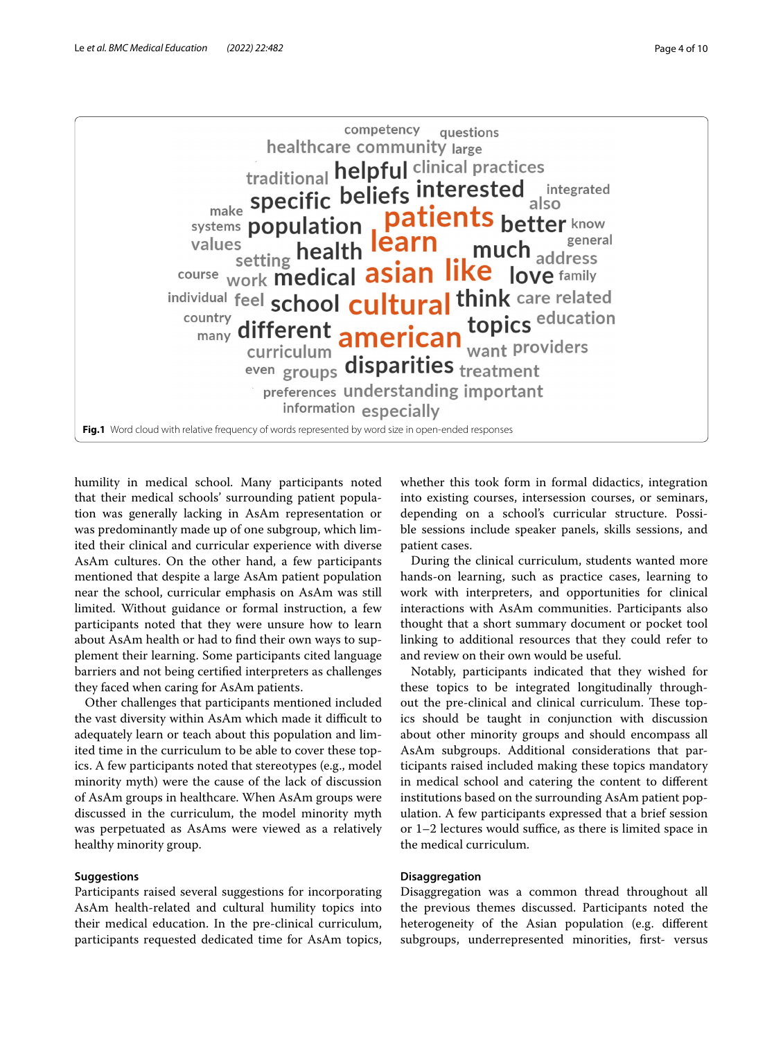Fig.1 Word cloud with relative frequency of words represented by word size in open-ended responses

humility in medical school. Many participants noted that their medical schools' surrounding patient population was generally lacking in AsAm representation or was predominantly made up of one subgroup, which limited their clinical and curricular experience with diverse AsAm cultures. On the other hand, a few participants mentioned that despite a large AsAm patient population near the school, curricular emphasis on AsAm was still limited. Without guidance or formal instruction, a few participants noted that they were unsure how to learn about AsAm health or had to find their own ways to supplement their learning. Some participants cited language barriers and not being certified interpreters as challenges they faced when caring for AsAm patients.

Other challenges that participants mentioned included the vast diversity within AsAm which made it difficult to adequately learn or teach about this population and limited time in the curriculum to be able to cover these topics. A few participants noted that stereotypes (e.g., model minority myth) were the cause of the lack of discussion of AsAm groups in healthcare. When AsAm groups were discussed in the curriculum, the model minority myth was perpetuated as AsAms were viewed as a relatively healthy minority group.

#### Suggestions

Participants raised several suggestions for incorporating AsAm health-related and cultural humility topics into their medical education. In the pre-clinical curriculum, participants requested dedicated time for AsAm topics, whether this took form in formal didactics, integration into existing courses, intersession courses, or seminars, depending on a school's curricular structure. Possible sessions include speaker panels, skills sessions, and patient cases.

During the clinical curriculum, students wanted more hands-on learning, such as practice cases, learning to work with interpreters, and opportunities for clinical interactions with AsAm communities. Participants also thought that a short summary document or pocket tool linking to additional resources that they could refer to and review on their own would be useful.

Notably, participants indicated that they wished for these topics to be integrated longitudinally throughout the pre-clinical and clinical curriculum. These topics should be taught in conjunction with discussion about other minority groups and should encompass all AsAm subgroups. Additional considerations that participants raised included making these topics mandatory in medical school and catering the content to different institutions based on the surrounding AsAm patient population. A few participants expressed that a brief session or 1–2 lectures would suffice, as there is limited space in the medical curriculum.

#### Disaggregation

Disaggregation was a common thread throughout all the previous themes discussed. Participants noted the heterogeneity of the Asian population (e.g. different subgroups, underrepresented minorities, first- versus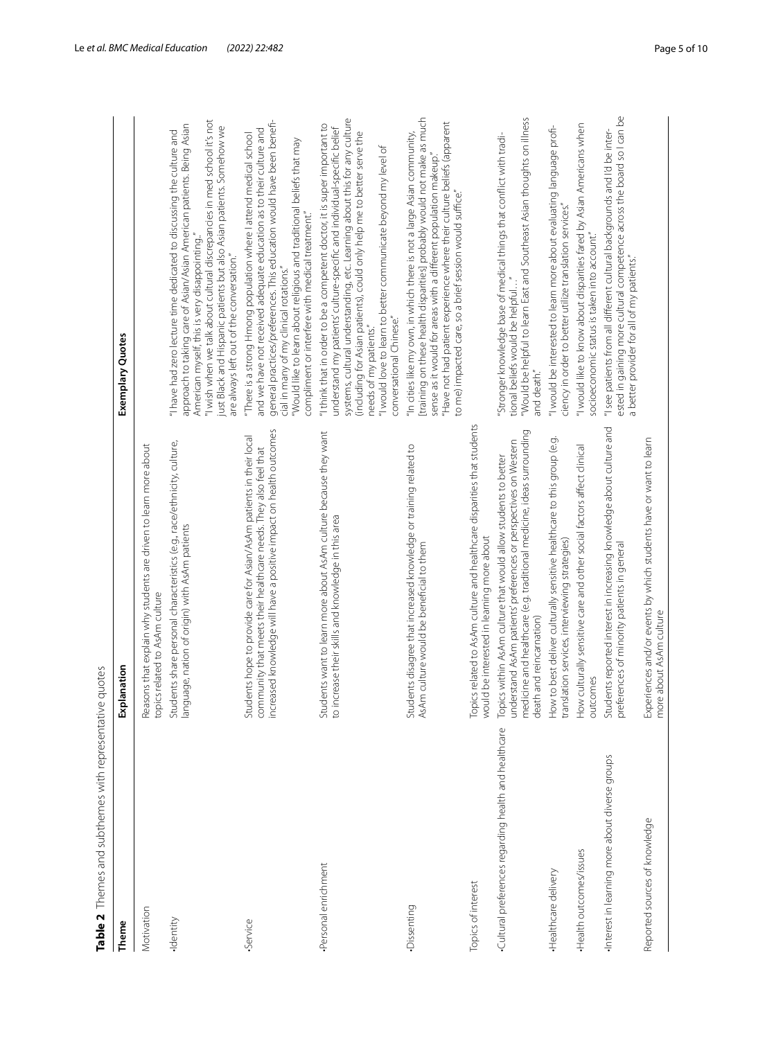**Table 2** Themes and subthemes with representative quotes

| Theme | Explanation | Exemplary Quotes |
|---|---|---|
| Motivation | Reasons that explain why students are driven to learn more about topics related to AsAm culture | |
| •Identity | Students share personal characteristics (e.g., race/ethnicity, culture, language, nation of origin) with AsAm patients | "I have had zero lecture time dedicated to discussing the culture and approach to taking care of Asian/Asian American patients. Being Asian American myself, this is very disappointing."<br>"I wish when we talk about cultural discrepancies in med school it's not just Black and Hispanic patients but also Asian patients. Somehow we are always left out of the conversation." |
| •Service | Students hope to provide care for Asian/AsAm patients in their local community that meets their healthcare needs. They also feel that increased knowledge will have a positive impact on health outcomes | "There is a strong Hmong population where I attend medical school and we have not received adequate education as to their culture and general practices/preferences. This education would have been beneficial in many of my clinical rotations."<br>"Would like to learn about religious and traditional beliefs that may compliment or interfere with medical treatment." |
| •Personal enrichment | Students want to learn more about AsAm culture because they want to increase their skills and knowledge in this area | "I think that in order to be a competent doctor, it is super important to understand my patients' culture-specific and individual-specific belief systems, cultural understanding, etc. Learning about this for any culture (including for Asian patients), could only help me to better serve the needs of my patients."<br>"I would love to learn to better communicate beyond my level of conversational Chinese." |
| •Dissenting | Students disagree that increased knowledge or training related to AsAm culture would be beneficial to them | "In cities like my own, in which there is not a large Asian community, [training on these health disparities] probably would not make as much sense as it would for areas with a different population makeup."<br>"Have not had patient experience where their culture beliefs (apparent to me) impacted care, so a brief session would suffice." |
| Topics of interest | Topics related to AsAm culture and healthcare disparities that students would be interested in learning more about | |
| •Cultural preferences regarding health and healthcare | Topics within AsAm culture that would allow students to better understand AsAm patients' preferences or perspectives on Western medicine and healthcare (e.g. traditional medicine, ideas surrounding death and reincarnation) | "Stronger knowledge base of medical things that conflict with traditional beliefs would be helpful…"<br>"Would be helpful to learn East and Southeast Asian thoughts on illness and death." |
| •Healthcare delivery | How to best deliver culturally sensitive healthcare to this group (e.g. translation services, interviewing strategies) | "I would be interested to learn more about evaluating language proficiency in order to better utilize translation services." |
| •Health outcomes/issues | How culturally sensitive care and other social factors affect clinical outcomes | "I would like to know about disparities fared by Asian Americans when socioeconomic status is taken into account." |
| •Interest in learning more about diverse groups | Students reported interest in increasing knowledge about culture and preferences of minority patients in general | "I see patients from all different cultural backgrounds and I'd be interested in gaining more cultural competence across the board so I can be a better provider for all of my patients." |
| Reported sources of knowledge | Experiences and/or events by which students have or want to learn more about AsAm culture | |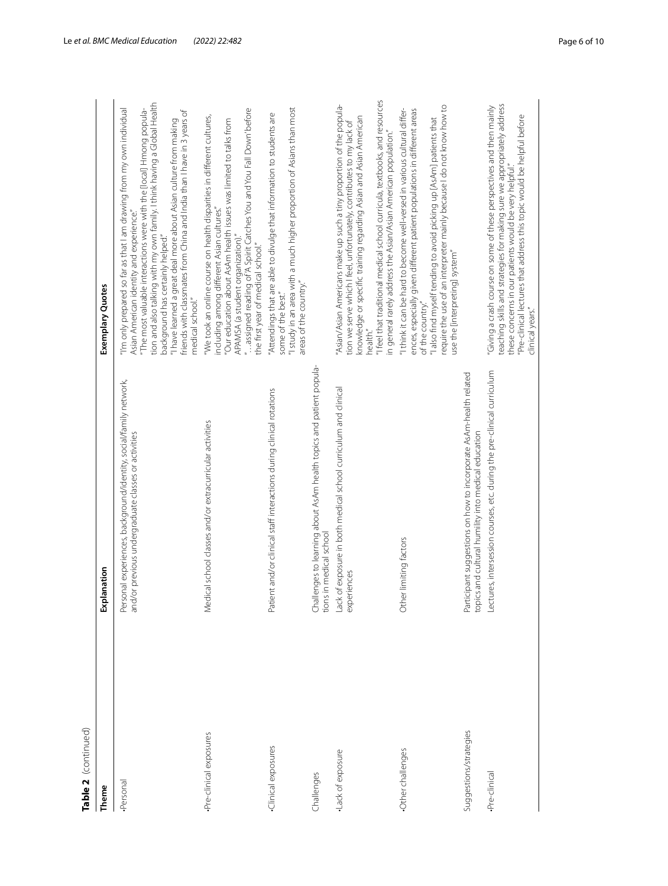**Table 2** (continued)

| Theme | Explanation | Exemplary Quotes |
|---|---|---|
| •Personal | Personal experiences, background/identity, social/family network, and/or previous undergraduate classes or activities | "I'm only prepared so far as that I am drawing from my own individual Asian American identity and experience."<br>"The most valuable interactions were with the [local] Hmong population and also talking with my own family. I think having a Global Health background has certainly helped."<br>"I have learned a great deal more about Asian culture from making friends with classmates from China and India than I have in 3 years of medical school." |
| •Pre-clinical exposures | Medical school classes and/or extracurricular activities | "We took an online course on health disparities in different cultures, including among different Asian cultures."<br>"Our education about AsAm health issues was limited to talks from APAMSA (a student organization)."<br>"…assigned reading of 'A Spirit Catches You and You Fall Down' before the first year of medical school." |
| •Clinical exposures | Patient and/or clinical staff interactions during clinical rotations | "Attendings that are able to divulge that information to students are some of the best."<br>"I study in an area with a much higher proportion of Asians than most areas of the country." |
| Challenges | Challenges to learning about AsAm health topics and patient populations in medical school | |
| •Lack of exposure | Lack of exposure in both medical school curriculum and clinical experiences | "Asian/Asian Americans make up such a tiny proportion of the population we serve which I feel, unfortunately, contributes to my lack of knowledge or specific training regarding Asian and Asian American health."<br>"I feel that traditional medical school curricula, textbooks, and resources in general rarely address the Asian/Asian American population." |
| •Other challenges | Other limiting factors | "I think it can be hard to become well-versed in various cultural differences, especially given different patient populations in different areas of the country."<br>"I also find myself tending to avoid picking up [AsAm] patients that require the use of an interpreter mainly because I do not know how to use the [interpreting] system" |
| Suggestions/strategies | Participant suggestions on how to incorporate AsAm-health related topics and cultural humility into medical education | |
| •Pre-clinical | Lectures, intersession courses, etc. during the pre-clinical curriculum | "Giving a crash course on some of these perspectives and then mainly teaching skills and strategies for making sure we appropriately address these concerns in our patients would be very helpful."<br>"Pre-clinical lectures that address this topic would be helpful before clinical years." |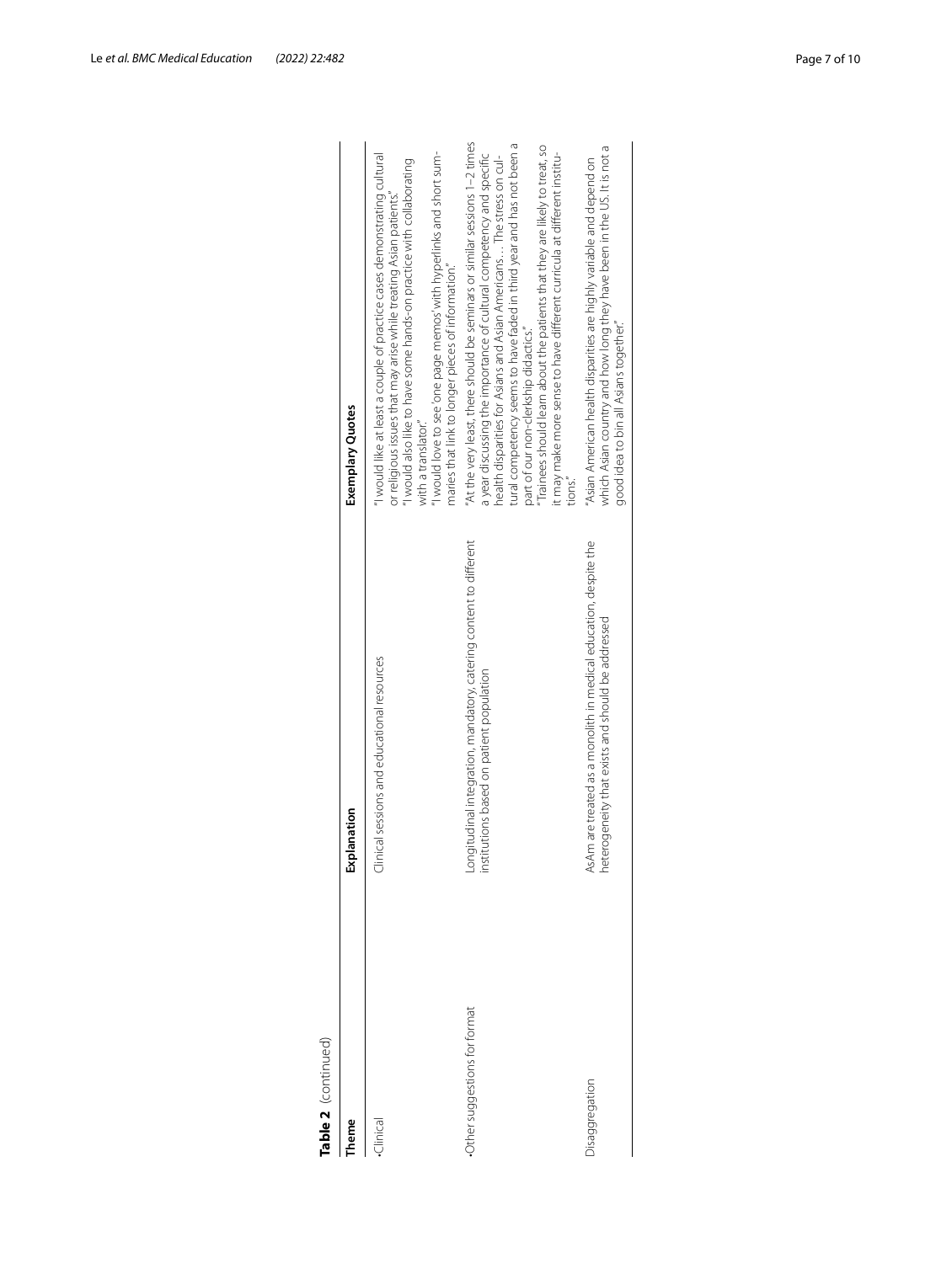**Table 2** (continued)

| Theme | Explanation | Exemplary Quotes |
|---|---|---|
| •Clinical | Clinical sessions and educational resources | "I would like at least a couple of practice cases demonstrating cultural or religious issues that may arise while treating Asian patients."<br>"I would also like to have some hands-on practice with collaborating with a translator."<br>"I would love to see 'one page memos' with hyperlinks and short summaries that link to longer pieces of information." |
| •Other suggestions for format | Longitudinal integration, mandatory, catering content to different institutions based on patient population | "At the very least, there should be seminars or similar sessions 1–2 times a year discussing the importance of cultural competency and specific health disparities for Asians and Asian Americans… The stress on cultural competency seems to have faded in third year and has not been a part of our non-clerkship didactics."<br>"Trainees should learn about the patients that they are likely to treat, so it may make more sense to have different curricula at different institutions." |
| Disaggregation | AsAm are treated as a monolith in medical education, despite the heterogeneity that exists and should be addressed | "Asian American health disparities are highly variable and depend on which Asian country and how long they have been in the US. It is not a good idea to bin all Asians together." |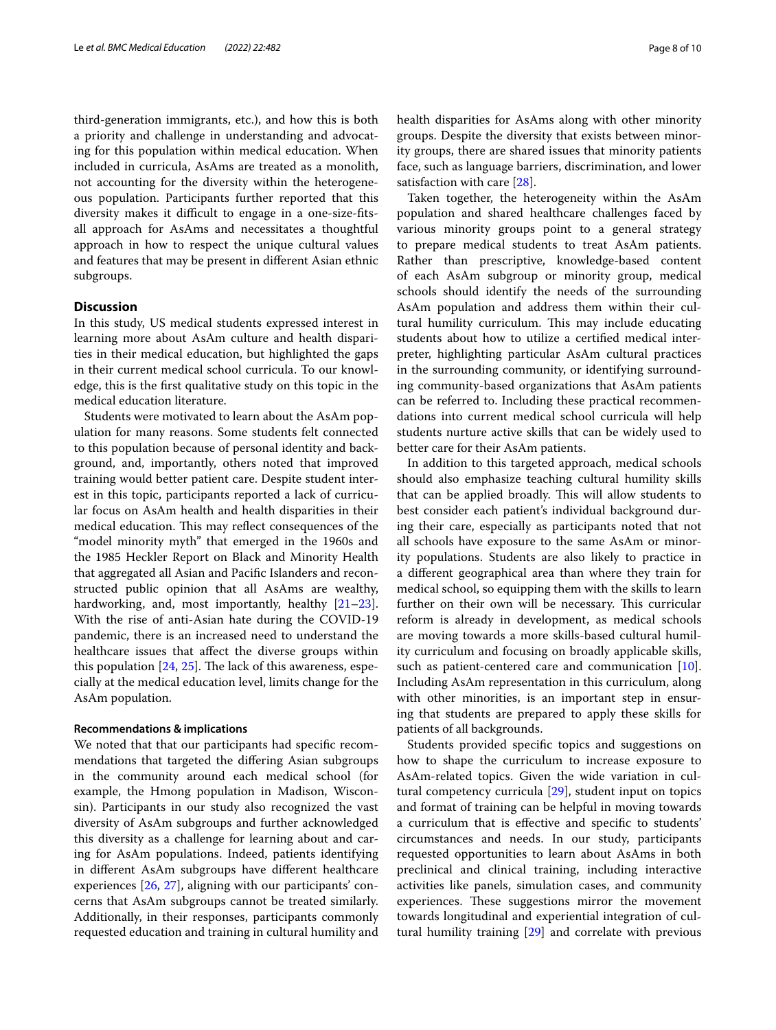third-generation immigrants, etc.), and how this is both a priority and challenge in understanding and advocating for this population within medical education. When included in curricula, AsAms are treated as a monolith, not accounting for the diversity within the heterogeneous population. Participants further reported that this diversity makes it difficult to engage in a one-size-fits-all approach for AsAms and necessitates a thoughtful approach in how to respect the unique cultural values and features that may be present in different Asian ethnic subgroups.

## Discussion

In this study, US medical students expressed interest in learning more about AsAm culture and health disparities in their medical education, but highlighted the gaps in their current medical school curricula. To our knowledge, this is the first qualitative study on this topic in the medical education literature.

Students were motivated to learn about the AsAm population for many reasons. Some students felt connected to this population because of personal identity and background, and, importantly, others noted that improved training would better patient care. Despite student interest in this topic, participants reported a lack of curricular focus on AsAm health and health disparities in their medical education. This may reflect consequences of the "model minority myth" that emerged in the 1960s and the 1985 Heckler Report on Black and Minority Health that aggregated all Asian and Pacific Islanders and reconstructed public opinion that all AsAms are wealthy, hardworking, and, most importantly, healthy [21–23]. With the rise of anti-Asian hate during the COVID-19 pandemic, there is an increased need to understand the healthcare issues that affect the diverse groups within this population [24, 25]. The lack of this awareness, especially at the medical education level, limits change for the AsAm population.

### Recommendations & implications

We noted that that our participants had specific recommendations that targeted the differing Asian subgroups in the community around each medical school (for example, the Hmong population in Madison, Wisconsin). Participants in our study also recognized the vast diversity of AsAm subgroups and further acknowledged this diversity as a challenge for learning about and caring for AsAm populations. Indeed, patients identifying in different AsAm subgroups have different healthcare experiences [26, 27], aligning with our participants' concerns that AsAm subgroups cannot be treated similarly. Additionally, in their responses, participants commonly requested education and training in cultural humility and health disparities for AsAms along with other minority groups. Despite the diversity that exists between minority groups, there are shared issues that minority patients face, such as language barriers, discrimination, and lower satisfaction with care [28].

Taken together, the heterogeneity within the AsAm population and shared healthcare challenges faced by various minority groups point to a general strategy to prepare medical students to treat AsAm patients. Rather than prescriptive, knowledge-based content of each AsAm subgroup or minority group, medical schools should identify the needs of the surrounding AsAm population and address them within their cultural humility curriculum. This may include educating students about how to utilize a certified medical interpreter, highlighting particular AsAm cultural practices in the surrounding community, or identifying surrounding community-based organizations that AsAm patients can be referred to. Including these practical recommendations into current medical school curricula will help students nurture active skills that can be widely used to better care for their AsAm patients.

In addition to this targeted approach, medical schools should also emphasize teaching cultural humility skills that can be applied broadly. This will allow students to best consider each patient's individual background during their care, especially as participants noted that not all schools have exposure to the same AsAm or minority populations. Students are also likely to practice in a different geographical area than where they train for medical school, so equipping them with the skills to learn further on their own will be necessary. This curricular reform is already in development, as medical schools are moving towards a more skills-based cultural humility curriculum and focusing on broadly applicable skills, such as patient-centered care and communication [10]. Including AsAm representation in this curriculum, along with other minorities, is an important step in ensuring that students are prepared to apply these skills for patients of all backgrounds.

Students provided specific topics and suggestions on how to shape the curriculum to increase exposure to AsAm-related topics. Given the wide variation in cultural competency curricula [29], student input on topics and format of training can be helpful in moving towards a curriculum that is effective and specific to students' circumstances and needs. In our study, participants requested opportunities to learn about AsAms in both preclinical and clinical training, including interactive activities like panels, simulation cases, and community experiences. These suggestions mirror the movement towards longitudinal and experiential integration of cultural humility training [29] and correlate with previous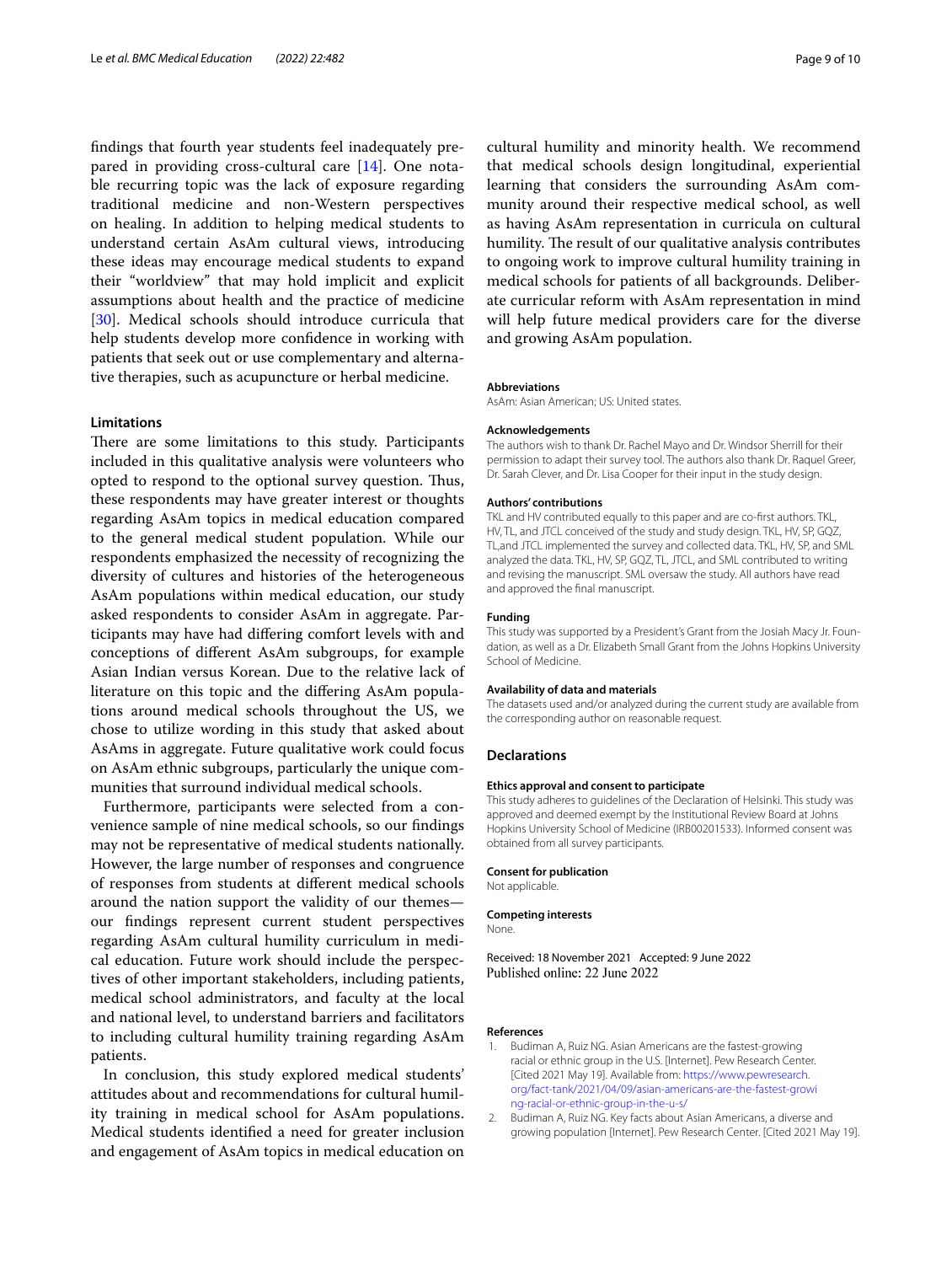findings that fourth year students feel inadequately prepared in providing cross-cultural care [14]. One notable recurring topic was the lack of exposure regarding traditional medicine and non-Western perspectives on healing. In addition to helping medical students to understand certain AsAm cultural views, introducing these ideas may encourage medical students to expand their "worldview" that may hold implicit and explicit assumptions about health and the practice of medicine [30]. Medical schools should introduce curricula that help students develop more confidence in working with patients that seek out or use complementary and alternative therapies, such as acupuncture or herbal medicine.

### Limitations

There are some limitations to this study. Participants included in this qualitative analysis were volunteers who opted to respond to the optional survey question. Thus, these respondents may have greater interest or thoughts regarding AsAm topics in medical education compared to the general medical student population. While our respondents emphasized the necessity of recognizing the diversity of cultures and histories of the heterogeneous AsAm populations within medical education, our study asked respondents to consider AsAm in aggregate. Participants may have had differing comfort levels with and conceptions of different AsAm subgroups, for example Asian Indian versus Korean. Due to the relative lack of literature on this topic and the differing AsAm populations around medical schools throughout the US, we chose to utilize wording in this study that asked about AsAms in aggregate. Future qualitative work could focus on AsAm ethnic subgroups, particularly the unique communities that surround individual medical schools.

Furthermore, participants were selected from a convenience sample of nine medical schools, so our findings may not be representative of medical students nationally. However, the large number of responses and congruence of responses from students at different medical schools around the nation support the validity of our themes—our findings represent current student perspectives regarding AsAm cultural humility curriculum in medical education. Future work should include the perspectives of other important stakeholders, including patients, medical school administrators, and faculty at the local and national level, to understand barriers and facilitators to including cultural humility training regarding AsAm patients.

In conclusion, this study explored medical students' attitudes about and recommendations for cultural humility training in medical school for AsAm populations. Medical students identified a need for greater inclusion and engagement of AsAm topics in medical education on cultural humility and minority health. We recommend that medical schools design longitudinal, experiential learning that considers the surrounding AsAm community around their respective medical school, as well as having AsAm representation in curricula on cultural humility. The result of our qualitative analysis contributes to ongoing work to improve cultural humility training in medical schools for patients of all backgrounds. Deliberate curricular reform with AsAm representation in mind will help future medical providers care for the diverse and growing AsAm population.

#### Abbreviations
AsAm: Asian American; US: United states.

#### Acknowledgements
The authors wish to thank Dr. Rachel Mayo and Dr. Windsor Sherrill for their permission to adapt their survey tool. The authors also thank Dr. Raquel Greer, Dr. Sarah Clever, and Dr. Lisa Cooper for their input in the study design.

#### Authors' contributions
TKL and HV contributed equally to this paper and are co-first authors. TKL, HV, TL, and JTCL conceived of the study and study design. TKL, HV, SP, GQZ, TL,and JTCL implemented the survey and collected data. TKL, HV, SP, and SML analyzed the data. TKL, HV, SP, GQZ, TL, JTCL, and SML contributed to writing and revising the manuscript. SML oversaw the study. All authors have read and approved the final manuscript.

#### Funding
This study was supported by a President's Grant from the Josiah Macy Jr. Foundation, as well as a Dr. Elizabeth Small Grant from the Johns Hopkins University School of Medicine.

#### Availability of data and materials
The datasets used and/or analyzed during the current study are available from the corresponding author on reasonable request.

### Declarations

#### Ethics approval and consent to participate
This study adheres to guidelines of the Declaration of Helsinki. This study was approved and deemed exempt by the Institutional Review Board at Johns Hopkins University School of Medicine (IRB00201533). Informed consent was obtained from all survey participants.

#### Consent for publication
Not applicable.

#### Competing interests
None.

Received: 18 November 2021 Accepted: 9 June 2022
Published online: 22 June 2022

#### References

1. Budiman A, Ruiz NG. Asian Americans are the fastest-growing racial or ethnic group in the U.S. [Internet]. Pew Research Center. [Cited 2021 May 19]. Available from: https://www.pewresearch.org/fact-tank/2021/04/09/asian-americans-are-the-fastest-growing-racial-or-ethnic-group-in-the-u-s/
2. Budiman A, Ruiz NG. Key facts about Asian Americans, a diverse and growing population [Internet]. Pew Research Center. [Cited 2021 May 19].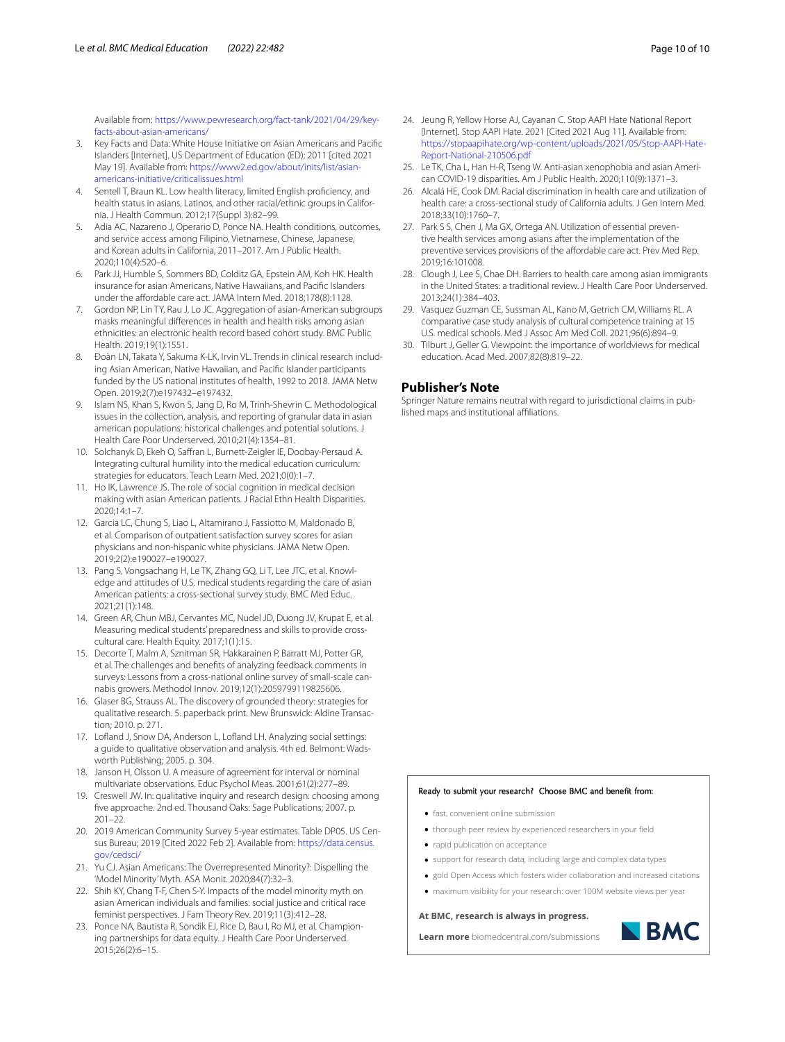Available from: https://www.pewresearch.org/fact-tank/2021/04/29/key-facts-about-asian-americans/

3. Key Facts and Data: White House Initiative on Asian Americans and Pacific Islanders [Internet]. US Department of Education (ED); 2011 [cited 2021 May 19]. Available from: https://www2.ed.gov/about/inits/list/asian-americans-initiative/criticalissues.html
4. Sentell T, Braun KL. Low health literacy, limited English proficiency, and health status in asians, Latinos, and other racial/ethnic groups in California. J Health Commun. 2012;17(Suppl 3):82–99.
5. Adia AC, Nazareno J, Operario D, Ponce NA. Health conditions, outcomes, and service access among Filipino, Vietnamese, Chinese, Japanese, and Korean adults in California, 2011–2017. Am J Public Health. 2020;110(4):520–6.
6. Park JJ, Humble S, Sommers BD, Colditz GA, Epstein AM, Koh HK. Health insurance for asian Americans, Native Hawaiians, and Pacific Islanders under the affordable care act. JAMA Intern Med. 2018;178(8):1128.
7. Gordon NP, Lin TY, Rau J, Lo JC. Aggregation of asian-American subgroups masks meaningful differences in health and health risks among asian ethnicities: an electronic health record based cohort study. BMC Public Health. 2019;19(1):1551.
8. Đoàn LN, Takata Y, Sakuma K-LK, Irvin VL. Trends in clinical research including Asian American, Native Hawaiian, and Pacific Islander participants funded by the US national institutes of health, 1992 to 2018. JAMA Netw Open. 2019;2(7):e197432–e197432.
9. Islam NS, Khan S, Kwon S, Jang D, Ro M, Trinh-Shevrin C. Methodological issues in the collection, analysis, and reporting of granular data in asian american populations: historical challenges and potential solutions. J Health Care Poor Underserved. 2010;21(4):1354–81.
10. Solchanyk D, Ekeh O, Saffran L, Burnett-Zeigler IE, Doobay-Persaud A. Integrating cultural humility into the medical education curriculum: strategies for educators. Teach Learn Med. 2021;0(0):1–7.
11. Ho IK, Lawrence JS. The role of social cognition in medical decision making with asian American patients. J Racial Ethn Health Disparities. 2020;14:1–7.
12. Garcia LC, Chung S, Liao L, Altamirano J, Fassiotto M, Maldonado B, et al. Comparison of outpatient satisfaction survey scores for asian physicians and non-hispanic white physicians. JAMA Netw Open. 2019;2(2):e190027–e190027.
13. Pang S, Vongsachang H, Le TK, Zhang GQ, Li T, Lee JTC, et al. Knowledge and attitudes of U.S. medical students regarding the care of asian American patients: a cross-sectional survey study. BMC Med Educ. 2021;21(1):148.
14. Green AR, Chun MBJ, Cervantes MC, Nudel JD, Duong JV, Krupat E, et al. Measuring medical students' preparedness and skills to provide cross-cultural care. Health Equity. 2017;1(1):15.
15. Decorte T, Malm A, Sznitman SR, Hakkarainen P, Barratt MJ, Potter GR, et al. The challenges and benefits of analyzing feedback comments in surveys: Lessons from a cross-national online survey of small-scale cannabis growers. Methodol Innov. 2019;12(1):2059799119825606.
16. Glaser BG, Strauss AL. The discovery of grounded theory: strategies for qualitative research. 5. paperback print. New Brunswick: Aldine Transaction; 2010. p. 271.
17. Lofland J, Snow DA, Anderson L, Lofland LH. Analyzing social settings: a guide to qualitative observation and analysis. 4th ed. Belmont: Wadsworth Publishing; 2005. p. 304.
18. Janson H, Olsson U. A measure of agreement for interval or nominal multivariate observations. Educ Psychol Meas. 2001;61(2):277–89.
19. Creswell JW. In: qualitative inquiry and research design: choosing among five approache. 2nd ed. Thousand Oaks: Sage Publications; 2007. p. 201–22.
20. 2019 American Community Survey 5-year estimates. Table DP05. US Census Bureau; 2019 [Cited 2022 Feb 2]. Available from: https://data.census.gov/cedsci/
21. Yu CJ. Asian Americans: The Overrepresented Minority?: Dispelling the 'Model Minority' Myth. ASA Monit. 2020;84(7):32–3.
22. Shih KY, Chang T-F, Chen S-Y. Impacts of the model minority myth on asian American individuals and families: social justice and critical race feminist perspectives. J Fam Theory Rev. 2019;11(3):412–28.
23. Ponce NA, Bautista R, Sondik EJ, Rice D, Bau I, Ro MJ, et al. Championing partnerships for data equity. J Health Care Poor Underserved. 2015;26(2):6–15.
24. Jeung R, Yellow Horse AJ, Cayanan C. Stop AAPI Hate National Report [Internet]. Stop AAPI Hate. 2021 [Cited 2021 Aug 11]. Available from: https://stopaapihate.org/wp-content/uploads/2021/05/Stop-AAPI-Hate-Report-National-210506.pdf
25. Le TK, Cha L, Han H-R, Tseng W. Anti-asian xenophobia and asian American COVID-19 disparities. Am J Public Health. 2020;110(9):1371–3.
26. Alcalá HE, Cook DM. Racial discrimination in health care and utilization of health care: a cross-sectional study of California adults. J Gen Intern Med. 2018;33(10):1760–7.
27. Park S S, Chen J, Ma GX, Ortega AN. Utilization of essential preventive health services among asians after the implementation of the preventive services provisions of the affordable care act. Prev Med Rep. 2019;16:101008.
28. Clough J, Lee S, Chae DH. Barriers to health care among asian immigrants in the United States: a traditional review. J Health Care Poor Underserved. 2013;24(1):384–403.
29. Vasquez Guzman CE, Sussman AL, Kano M, Getrich CM, Williams RL. A comparative case study analysis of cultural competence training at 15 U.S. medical schools. Med J Assoc Am Med Coll. 2021;96(6):894–9.
30. Tilburt J, Geller G. Viewpoint: the importance of worldviews for medical education. Acad Med. 2007;82(8):819–22.

## Publisher's Note

Springer Nature remains neutral with regard to jurisdictional claims in published maps and institutional affiliations.

Ready to submit your research? Choose BMC and benefit from:

- fast, convenient online submission
- thorough peer review by experienced researchers in your field
- rapid publication on acceptance
- support for research data, including large and complex data types
- gold Open Access which fosters wider collaboration and increased citations
- maximum visibility for your research: over 100M website views per year

**At BMC, research is always in progress.**

**Learn more** biomedcentral.com/submissions

BMC